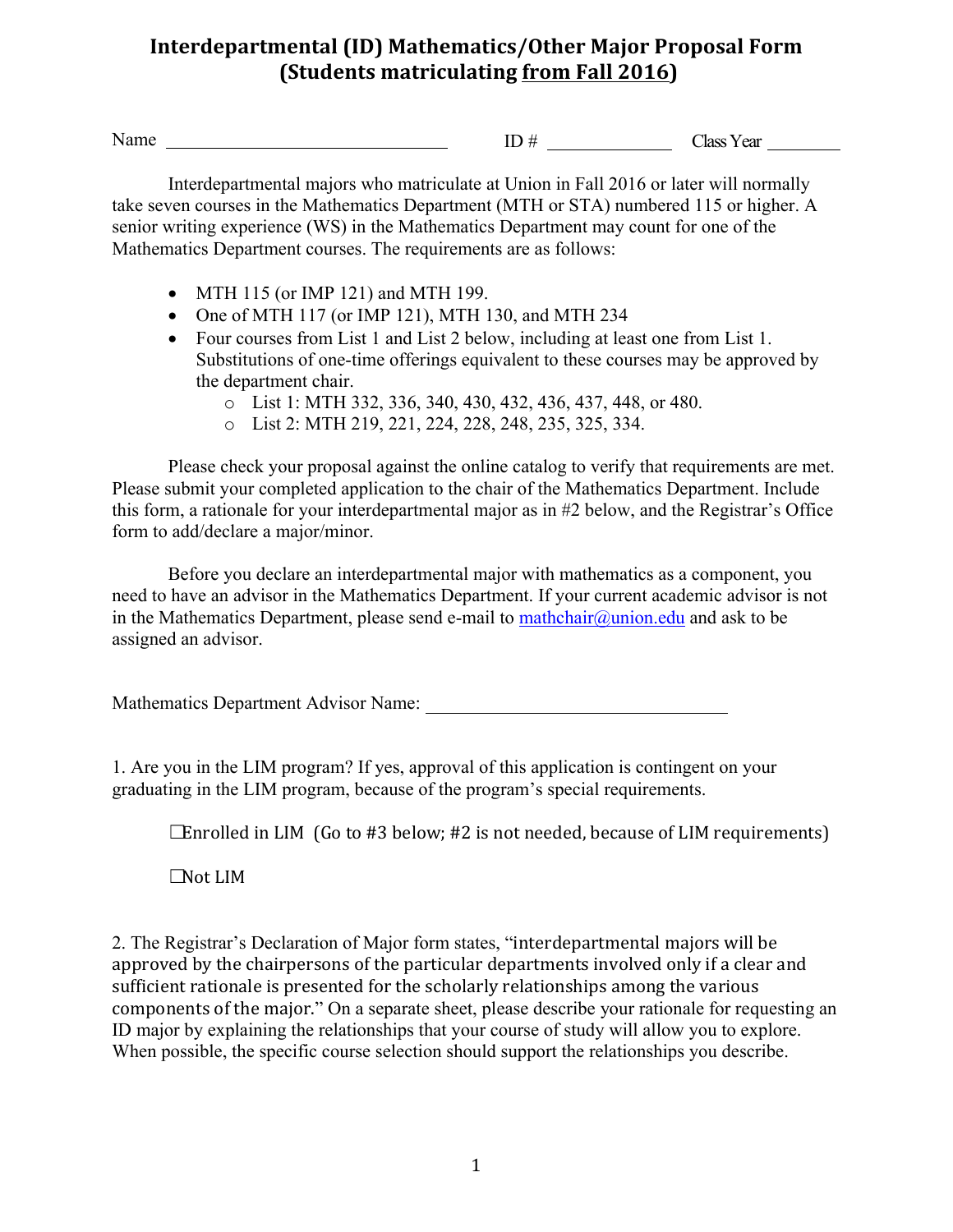# Interdepartmental (ID) Mathematics/Other Major Proposal Form (Students matriculating from Fall 2016)

Name \_\_\_\_\_\_\_\_\_\_\_\_\_\_\_\_\_\_\_\_\_\_\_\_\_\_\_\_\_\_ ID # \_\_\_\_\_\_\_\_\_\_\_\_\_ Class Year \_\_\_\_\_\_\_\_

Interdepartmental majors who matriculate at Union in Fall 2016 or later will normally take seven courses in the Mathematics Department (MTH or STA) numbered 115 or higher. A senior writing experience (WS) in the Mathematics Department may count for one of the Mathematics Department courses. The requirements are as follows:

- MTH 115 (or IMP 121) and MTH 199.
- One of MTH 117 (or IMP 121), MTH 130, and MTH 234
- Four courses from List 1 and List 2 below, including at least one from List 1. Substitutions of one-time offerings equivalent to these courses may be approved by the department chair.
  - List 1: MTH 332, 336, 340, 430, 432, 436, 437, 448, or 480.
  - List 2: MTH 219, 221, 224, 228, 248, 235, 325, 334.

Please check your proposal against the online catalog to verify that requirements are met. Please submit your completed application to the chair of the Mathematics Department. Include this form, a rationale for your interdepartmental major as in #2 below, and the Registrar's Office form to add/declare a major/minor.

Before you declare an interdepartmental major with mathematics as a component, you need to have an advisor in the Mathematics Department. If your current academic advisor is not in the Mathematics Department, please send e-mail to mathchair@union.edu and ask to be assigned an advisor.

Mathematics Department Advisor Name: \_\_\_\_\_\_\_\_\_\_\_\_\_\_\_\_\_\_\_\_\_\_\_\_\_\_\_\_\_\_

1. Are you in the LIM program? If yes, approval of this application is contingent on your graduating in the LIM program, because of the program's special requirements.

☐Enrolled in LIM (Go to #3 below; #2 is not needed, because of LIM requirements)

☐Not LIM

2. The Registrar's Declaration of Major form states, "interdepartmental majors will be approved by the chairpersons of the particular departments involved only if a clear and sufficient rationale is presented for the scholarly relationships among the various components of the major." On a separate sheet, please describe your rationale for requesting an ID major by explaining the relationships that your course of study will allow you to explore. When possible, the specific course selection should support the relationships you describe.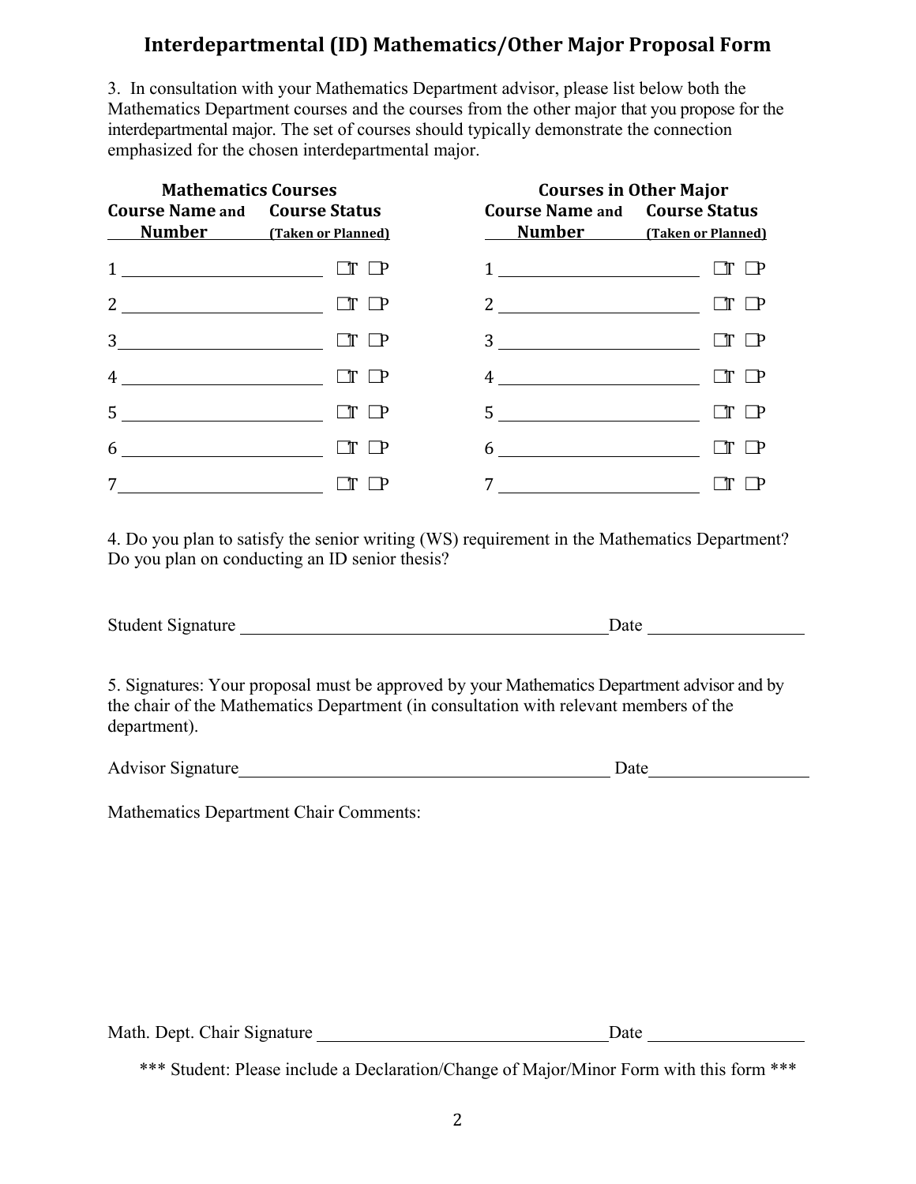# Interdepartmental (ID) Mathematics/Other Major Proposal Form

3. In consultation with your Mathematics Department advisor, please list below both the Mathematics Department courses and the courses from the other major that you propose for the interdepartmental major. The set of courses should typically demonstrate the connection emphasized for the chosen interdepartmental major.

| Mathematics Courses | | Courses in Other Major | |
|---|---|---|---|
| **Course Name and Number** | **Course Status (Taken or Planned)** | **Course Name and Number** | **Course Status (Taken or Planned)** |
| 1 ______________________ | ☐T ☐P | 1 ______________________ | ☐T ☐P |
| 2 ______________________ | ☐T ☐P | 2 ______________________ | ☐T ☐P |
| 3 ______________________ | ☐T ☐P | 3 ______________________ | ☐T ☐P |
| 4 ______________________ | ☐T ☐P | 4 ______________________ | ☐T ☐P |
| 5 ______________________ | ☐T ☐P | 5 ______________________ | ☐T ☐P |
| 6 ______________________ | ☐T ☐P | 6 ______________________ | ☐T ☐P |
| 7 ______________________ | ☐T ☐P | 7 ______________________ | ☐T ☐P |

4. Do you plan to satisfy the senior writing (WS) requirement in the Mathematics Department? Do you plan on conducting an ID senior thesis?

Student Signature ________________________________________ Date ________________

5. Signatures: Your proposal must be approved by your Mathematics Department advisor and by the chair of the Mathematics Department (in consultation with relevant members of the department).

Advisor Signature ________________________________________ Date ________________

Mathematics Department Chair Comments:

Math. Dept. Chair Signature ________________________________ Date ________________

*** Student: Please include a Declaration/Change of Major/Minor Form with this form ***